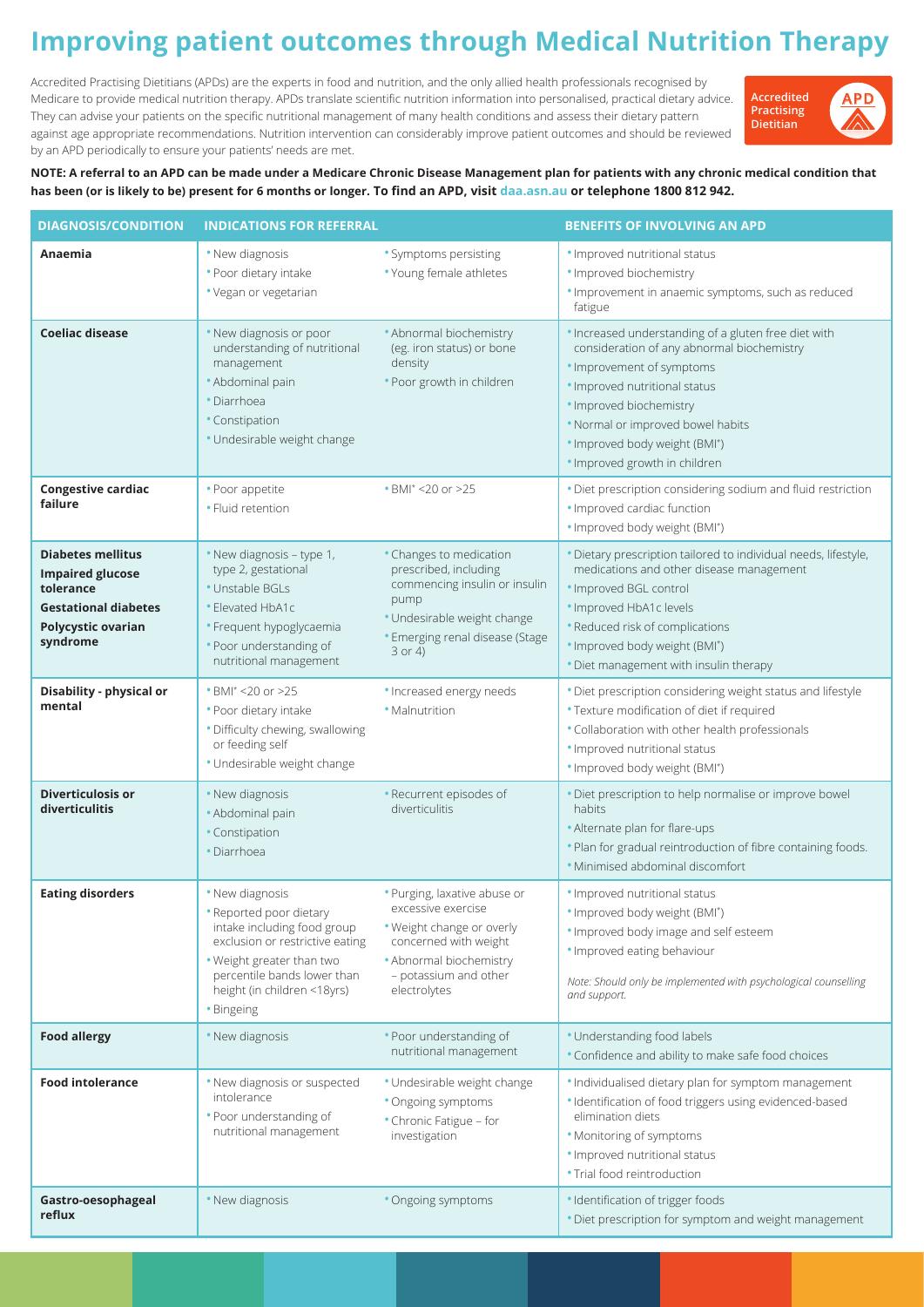# Improving patient outcomes through Medical Nutrition Therapy

Accredited Practising Dietitians (APDs) are the experts in food and nutrition, and the only allied health professionals recognised by Medicare to provide medical nutrition therapy. APDs translate scientific nutrition information into personalised, practical dietary advice. They can advise your patients on the specific nutritional management of many health conditions and assess their dietary pattern against age appropriate recommendations. Nutrition intervention can considerably improve patient outcomes and should be reviewed by an APD periodically to ensure your patients' needs are met.

Accredited Practising Dietitian APD

**NOTE: A referral to an APD can be made under a Medicare Chronic Disease Management plan for patients with any chronic medical condition that has been (or is likely to be) present for 6 months or longer. To find an APD, visit daa.asn.au or telephone 1800 812 942.**

| DIAGNOSIS/CONDITION | INDICATIONS FOR REFERRAL | | BENEFITS OF INVOLVING AN APD |
|---|---|---|---|
| **Anaemia** | • New diagnosis<br>• Poor dietary intake<br>• Vegan or vegetarian | • Symptoms persisting<br>• Young female athletes | • Improved nutritional status<br>• Improved biochemistry<br>• Improvement in anaemic symptoms, such as reduced fatigue |
| **Coeliac disease** | • New diagnosis or poor understanding of nutritional management<br>• Abdominal pain<br>• Diarrhoea<br>• Constipation<br>• Undesirable weight change | • Abnormal biochemistry (eg. iron status) or bone density<br>• Poor growth in children | • Increased understanding of a gluten free diet with consideration of any abnormal biochemistry<br>• Improvement of symptoms<br>• Improved nutritional status<br>• Improved biochemistry<br>• Normal or improved bowel habits<br>• Improved body weight (BMI*)<br>• Improved growth in children |
| **Congestive cardiac failure** | • Poor appetite<br>• Fluid retention | • BMI* <20 or >25 | • Diet prescription considering sodium and fluid restriction<br>• Improved cardiac function<br>• Improved body weight (BMI*) |
| **Diabetes mellitus**<br>**Impaired glucose tolerance**<br>**Gestational diabetes**<br>**Polycystic ovarian syndrome** | • New diagnosis – type 1, type 2, gestational<br>• Unstable BGLs<br>• Elevated HbA1c<br>• Frequent hypoglycaemia<br>• Poor understanding of nutritional management | • Changes to medication prescribed, including commencing insulin or insulin pump<br>• Undesirable weight change<br>• Emerging renal disease (Stage 3 or 4) | • Dietary prescription tailored to individual needs, lifestyle, medications and other disease management<br>• Improved BGL control<br>• Improved HbA1c levels<br>• Reduced risk of complications<br>• Improved body weight (BMI*)<br>• Diet management with insulin therapy |
| **Disability - physical or mental** | • BMI* <20 or >25<br>• Poor dietary intake<br>• Difficulty chewing, swallowing or feeding self<br>• Undesirable weight change | • Increased energy needs<br>• Malnutrition | • Diet prescription considering weight status and lifestyle<br>• Texture modification of diet if required<br>• Collaboration with other health professionals<br>• Improved nutritional status<br>• Improved body weight (BMI*) |
| **Diverticulosis or diverticulitis** | • New diagnosis<br>• Abdominal pain<br>• Constipation<br>• Diarrhoea | • Recurrent episodes of diverticulitis | • Diet prescription to help normalise or improve bowel habits<br>• Alternate plan for flare-ups<br>• Plan for gradual reintroduction of fibre containing foods.<br>• Minimised abdominal discomfort |
| **Eating disorders** | • New diagnosis<br>• Reported poor dietary intake including food group exclusion or restrictive eating<br>• Weight greater than two percentile bands lower than height (in children <18yrs)<br>• Bingeing | • Purging, laxative abuse or excessive exercise<br>• Weight change or overly concerned with weight<br>• Abnormal biochemistry – potassium and other electrolytes | • Improved nutritional status<br>• Improved body weight (BMI*)<br>• Improved body image and self esteem<br>• Improved eating behaviour<br>*Note: Should only be implemented with psychological counselling and support.* |
| **Food allergy** | • New diagnosis | • Poor understanding of nutritional management | • Understanding food labels<br>• Confidence and ability to make safe food choices |
| **Food intolerance** | • New diagnosis or suspected intolerance<br>• Poor understanding of nutritional management | • Undesirable weight change<br>• Ongoing symptoms<br>• Chronic Fatigue – for investigation | • Individualised dietary plan for symptom management<br>• Identification of food triggers using evidenced-based elimination diets<br>• Monitoring of symptoms<br>• Improved nutritional status<br>• Trial food reintroduction |
| **Gastro-oesophageal reflux** | • New diagnosis | • Ongoing symptoms | • Identification of trigger foods<br>• Diet prescription for symptom and weight management |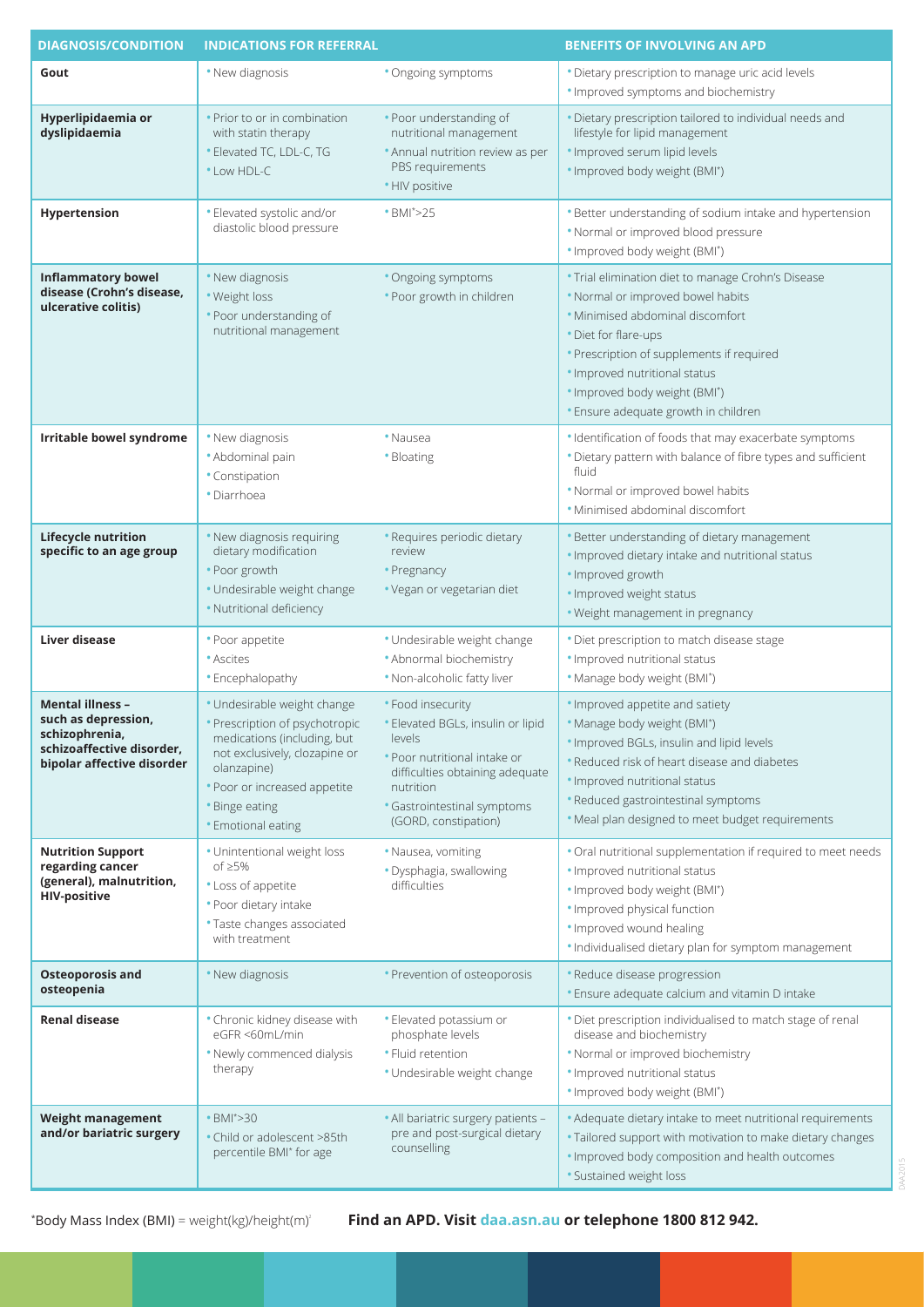| DIAGNOSIS/CONDITION | INDICATIONS FOR REFERRAL | | BENEFITS OF INVOLVING AN APD |
|---|---|---|---|
| **Gout** | • New diagnosis | • Ongoing symptoms | • Dietary prescription to manage uric acid levels<br>• Improved symptoms and biochemistry |
| **Hyperlipidaemia or dyslipidaemia** | • Prior to or in combination with statin therapy<br>• Elevated TC, LDL-C, TG<br>• Low HDL-C | • Poor understanding of nutritional management<br>• Annual nutrition review as per PBS requirements<br>• HIV positive | • Dietary prescription tailored to individual needs and lifestyle for lipid management<br>• Improved serum lipid levels<br>• Improved body weight (BMI*) |
| **Hypertension** | • Elevated systolic and/or diastolic blood pressure | • BMI*>25 | • Better understanding of sodium intake and hypertension<br>• Normal or improved blood pressure<br>• Improved body weight (BMI*) |
| **Inflammatory bowel disease (Crohn's disease, ulcerative colitis)** | • New diagnosis<br>• Weight loss<br>• Poor understanding of nutritional management | • Ongoing symptoms<br>• Poor growth in children | • Trial elimination diet to manage Crohn's Disease<br>• Normal or improved bowel habits<br>• Minimised abdominal discomfort<br>• Diet for flare-ups<br>• Prescription of supplements if required<br>• Improved nutritional status<br>• Improved body weight (BMI*)<br>• Ensure adequate growth in children |
| **Irritable bowel syndrome** | • New diagnosis<br>• Abdominal pain<br>• Constipation<br>• Diarrhoea | • Nausea<br>• Bloating | • Identification of foods that may exacerbate symptoms<br>• Dietary pattern with balance of fibre types and sufficient fluid<br>• Normal or improved bowel habits<br>• Minimised abdominal discomfort |
| **Lifecycle nutrition specific to an age group** | • New diagnosis requiring dietary modification<br>• Poor growth<br>• Undesirable weight change<br>• Nutritional deficiency | • Requires periodic dietary review<br>• Pregnancy<br>• Vegan or vegetarian diet | • Better understanding of dietary management<br>• Improved dietary intake and nutritional status<br>• Improved growth<br>• Improved weight status<br>• Weight management in pregnancy |
| **Liver disease** | • Poor appetite<br>• Ascites<br>• Encephalopathy | • Undesirable weight change<br>• Abnormal biochemistry<br>• Non-alcoholic fatty liver | • Diet prescription to match disease stage<br>• Improved nutritional status<br>• Manage body weight (BMI*) |
| **Mental illness – such as depression, schizophrenia, schizoaffective disorder, bipolar affective disorder** | • Undesirable weight change<br>• Prescription of psychotropic medications (including, but not exclusively, clozapine or olanzapine)<br>• Poor or increased appetite<br>• Binge eating<br>• Emotional eating | • Food insecurity<br>• Elevated BGLs, insulin or lipid levels<br>• Poor nutritional intake or difficulties obtaining adequate nutrition<br>• Gastrointestinal symptoms (GORD, constipation) | • Improved appetite and satiety<br>• Manage body weight (BMI*)<br>• Improved BGLs, insulin and lipid levels<br>• Reduced risk of heart disease and diabetes<br>• Improved nutritional status<br>• Reduced gastrointestinal symptoms<br>• Meal plan designed to meet budget requirements |
| **Nutrition Support regarding cancer (general), malnutrition, HIV-positive** | • Unintentional weight loss of ≥5%<br>• Loss of appetite<br>• Poor dietary intake<br>• Taste changes associated with treatment | • Nausea, vomiting<br>• Dysphagia, swallowing difficulties | • Oral nutritional supplementation if required to meet needs<br>• Improved nutritional status<br>• Improved body weight (BMI*)<br>• Improved physical function<br>• Improved wound healing<br>• Individualised dietary plan for symptom management |
| **Osteoporosis and osteopenia** | • New diagnosis | • Prevention of osteoporosis | • Reduce disease progression<br>• Ensure adequate calcium and vitamin D intake |
| **Renal disease** | • Chronic kidney disease with eGFR <60mL/min<br>• Newly commenced dialysis therapy | • Elevated potassium or phosphate levels<br>• Fluid retention<br>• Undesirable weight change | • Diet prescription individualised to match stage of renal disease and biochemistry<br>• Normal or improved biochemistry<br>• Improved nutritional status<br>• Improved body weight (BMI*) |
| **Weight management and/or bariatric surgery** | • BMI*>30<br>• Child or adolescent >85th percentile BMI* for age | • All bariatric surgery patients – pre and post-surgical dietary counselling | • Adequate dietary intake to meet nutritional requirements<br>• Tailored support with motivation to make dietary changes<br>• Improved body composition and health outcomes<br>• Sustained weight loss |

*Body Mass Index (BMI) = weight(kg)/height(m)$^2$

**Find an APD. Visit daa.asn.au or telephone 1800 812 942.**

DAA2015